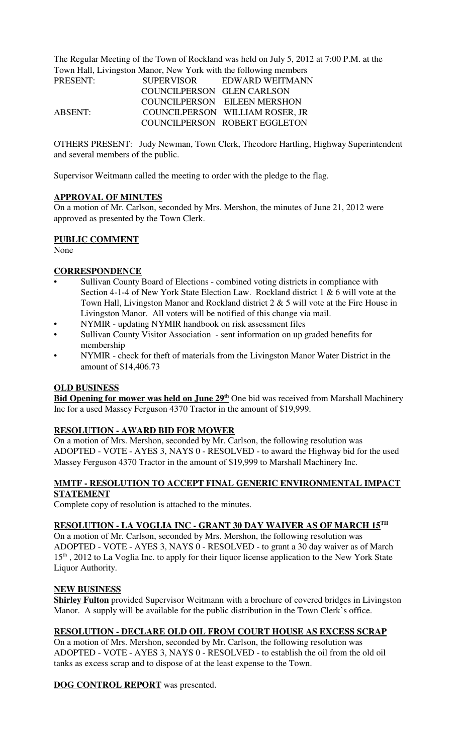The Regular Meeting of the Town of Rockland was held on July 5, 2012 at 7:00 P.M. at the Town Hall, Livingston Manor, New York with the following members

| | | |
|---|---|---|
| PRESENT: | SUPERVISOR | EDWARD WEITMANN |
| | COUNCILPERSON | GLEN CARLSON |
| | COUNCILPERSON | EILEEN MERSHON |
| ABSENT: | COUNCILPERSON | WILLIAM ROSER, JR |
| | COUNCILPERSON | ROBERT EGGLETON |

OTHERS PRESENT: Judy Newman, Town Clerk, Theodore Hartling, Highway Superintendent and several members of the public.

Supervisor Weitmann called the meeting to order with the pledge to the flag.

**APPROVAL OF MINUTES**

On a motion of Mr. Carlson, seconded by Mrs. Mershon, the minutes of June 21, 2012 were approved as presented by the Town Clerk.

**PUBLIC COMMENT**

None

**CORRESPONDENCE**

- Sullivan County Board of Elections - combined voting districts in compliance with Section 4-1-4 of New York State Election Law. Rockland district 1 & 6 will vote at the Town Hall, Livingston Manor and Rockland district 2 & 5 will vote at the Fire House in Livingston Manor. All voters will be notified of this change via mail.
- NYMIR - updating NYMIR handbook on risk assessment files
- Sullivan County Visitor Association - sent information on up graded benefits for membership
- NYMIR - check for theft of materials from the Livingston Manor Water District in the amount of $14,406.73

**OLD BUSINESS**

**Bid Opening for mower was held on June 29th** One bid was received from Marshall Machinery Inc for a used Massey Ferguson 4370 Tractor in the amount of $19,999.

**RESOLUTION - AWARD BID FOR MOWER**

On a motion of Mrs. Mershon, seconded by Mr. Carlson, the following resolution was ADOPTED - VOTE - AYES 3, NAYS 0 - RESOLVED - to award the Highway bid for the used Massey Ferguson 4370 Tractor in the amount of $19,999 to Marshall Machinery Inc.

**MMTF - RESOLUTION TO ACCEPT FINAL GENERIC ENVIRONMENTAL IMPACT STATEMENT**

Complete copy of resolution is attached to the minutes.

**RESOLUTION - LA VOGLIA INC - GRANT 30 DAY WAIVER AS OF MARCH 15TH**

On a motion of Mr. Carlson, seconded by Mrs. Mershon, the following resolution was ADOPTED - VOTE - AYES 3, NAYS 0 - RESOLVED - to grant a 30 day waiver as of March 15th , 2012 to La Voglia Inc. to apply for their liquor license application to the New York State Liquor Authority.

**NEW BUSINESS**

**Shirley Fulton** provided Supervisor Weitmann with a brochure of covered bridges in Livingston Manor. A supply will be available for the public distribution in the Town Clerk's office.

**RESOLUTION - DECLARE OLD OIL FROM COURT HOUSE AS EXCESS SCRAP**

On a motion of Mrs. Mershon, seconded by Mr. Carlson, the following resolution was ADOPTED - VOTE - AYES 3, NAYS 0 - RESOLVED - to establish the oil from the old oil tanks as excess scrap and to dispose of at the least expense to the Town.

**DOG CONTROL REPORT** was presented.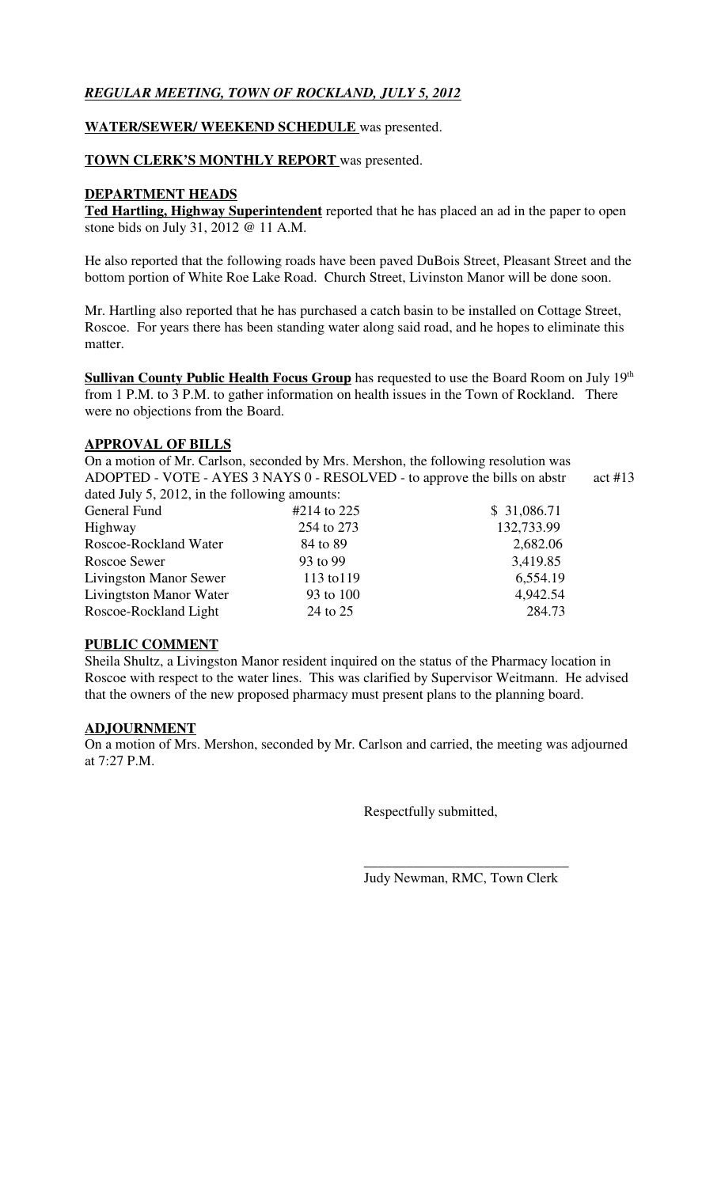***REGULAR MEETING, TOWN OF ROCKLAND, JULY 5, 2012***

**WATER/SEWER/ WEEKEND SCHEDULE** was presented.

**TOWN CLERK'S MONTHLY REPORT** was presented.

## DEPARTMENT HEADS

**Ted Hartling, Highway Superintendent** reported that he has placed an ad in the paper to open stone bids on July 31, 2012 @ 11 A.M.

He also reported that the following roads have been paved DuBois Street, Pleasant Street and the bottom portion of White Roe Lake Road. Church Street, Livinston Manor will be done soon.

Mr. Hartling also reported that he has purchased a catch basin to be installed on Cottage Street, Roscoe. For years there has been standing water along said road, and he hopes to eliminate this matter.

**Sullivan County Public Health Focus Group** has requested to use the Board Room on July 19th from 1 P.M. to 3 P.M. to gather information on health issues in the Town of Rockland. There were no objections from the Board.

## APPROVAL OF BILLS

On a motion of Mr. Carlson, seconded by Mrs. Mershon, the following resolution was ADOPTED - VOTE - AYES 3 NAYS 0 - RESOLVED - to approve the bills on abstr act #13 dated July 5, 2012, in the following amounts:

| | | |
|---|---|---|
| General Fund | #214 to 225 | $ 31,086.71 |
| Highway | 254 to 273 | 132,733.99 |
| Roscoe-Rockland Water | 84 to 89 | 2,682.06 |
| Roscoe Sewer | 93 to 99 | 3,419.85 |
| Livingston Manor Sewer | 113 to119 | 6,554.19 |
| Livingtston Manor Water | 93 to 100 | 4,942.54 |
| Roscoe-Rockland Light | 24 to 25 | 284.73 |

## PUBLIC COMMENT

Sheila Shultz, a Livingston Manor resident inquired on the status of the Pharmacy location in Roscoe with respect to the water lines. This was clarified by Supervisor Weitmann. He advised that the owners of the new proposed pharmacy must present plans to the planning board.

## ADJOURNMENT

On a motion of Mrs. Mershon, seconded by Mr. Carlson and carried, the meeting was adjourned at 7:27 P.M.

Respectfully submitted,

\_\_\_\_\_\_\_\_\_\_\_\_\_\_\_\_\_\_\_\_\_\_\_\_\_\_\_\_\_\_

Judy Newman, RMC, Town Clerk